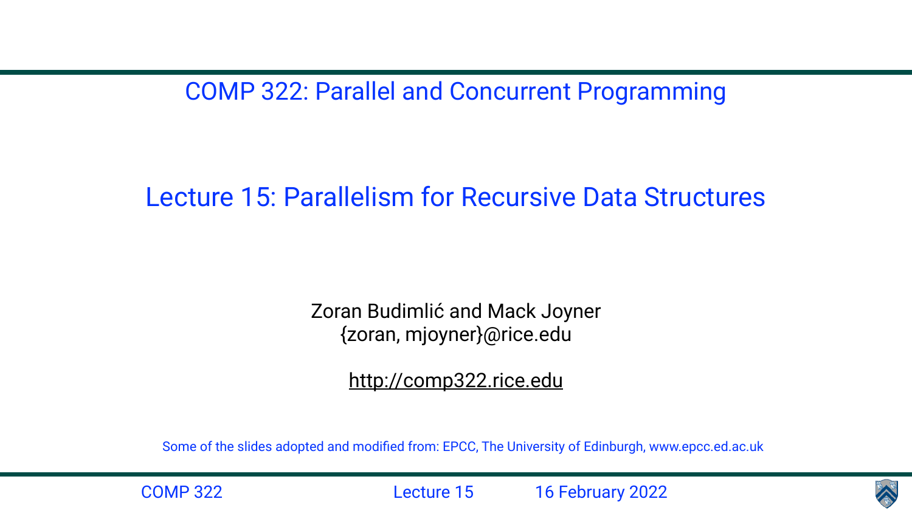COMP 322: Parallel and Concurrent Programming

# Lecture 15: Parallelism for Recursive Data Structures

Zoran Budimlić and Mack Joyner
{zoran, mjoyner}@rice.edu

http://comp322.rice.edu

Some of the slides adopted and modified from: EPCC, The University of Edinburgh, www.epcc.ed.ac.uk

COMP 322 Lecture 15 16 February 2022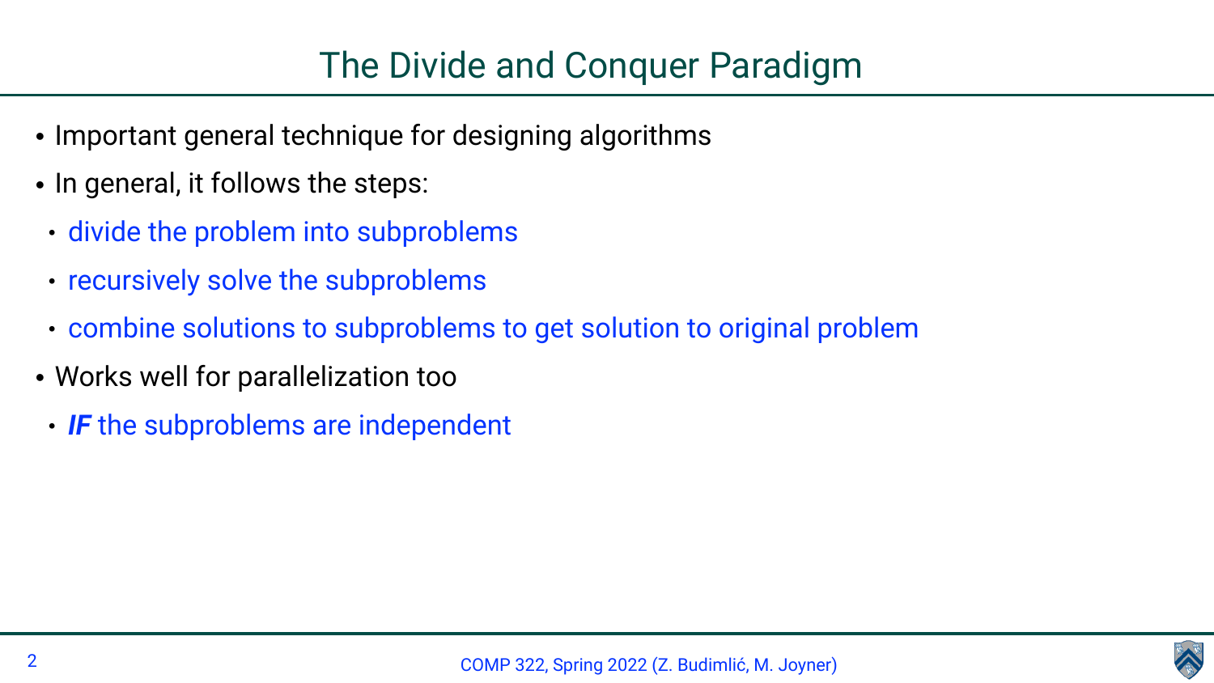# The Divide and Conquer Paradigm

- Important general technique for designing algorithms
- In general, it follows the steps:
  - divide the problem into subproblems
  - recursively solve the subproblems
  - combine solutions to subproblems to get solution to original problem
- Works well for parallelization too
  - ***IF*** the subproblems are independent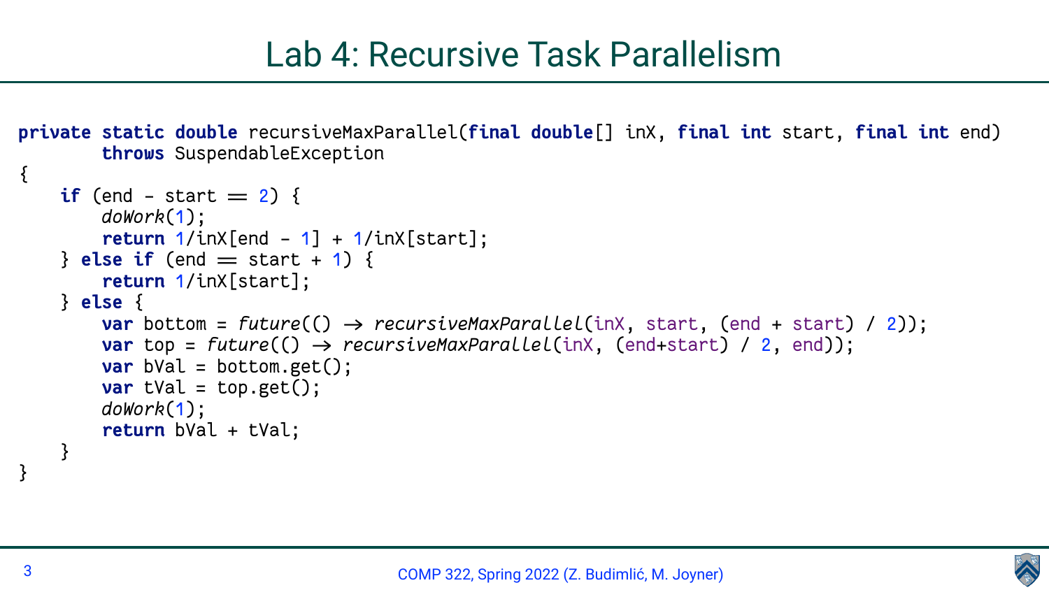# Lab 4: Recursive Task Parallelism

```java
private static double recursiveMaxParallel(final double[] inX, final int start, final int end)
        throws SuspendableException
{
    if (end - start == 2) {
        doWork(1);
        return 1/inX[end - 1] + 1/inX[start];
    } else if (end == start + 1) {
        return 1/inX[start];
    } else {
        var bottom = future(() -> recursiveMaxParallel(inX, start, (end + start) / 2));
        var top = future(() -> recursiveMaxParallel(inX, (end+start) / 2, end));
        var bVal = bottom.get();
        var tVal = top.get();
        doWork(1);
        return bVal + tVal;
    }
}
```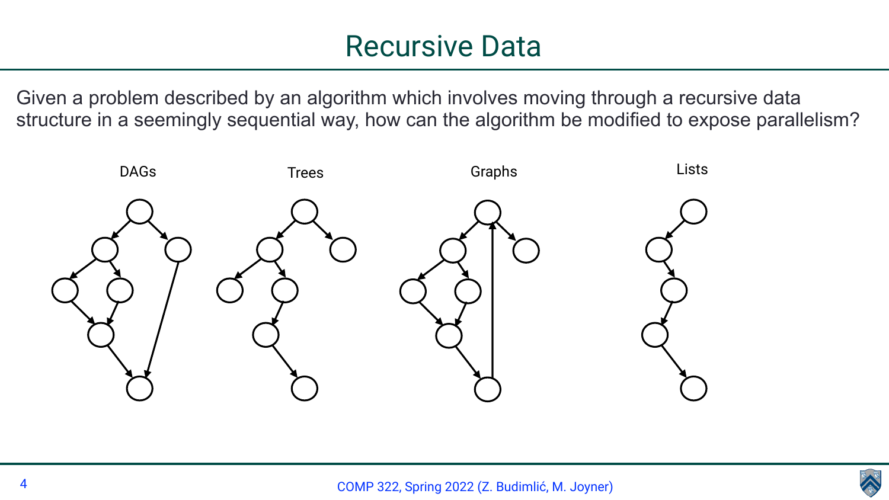# Recursive Data

Given a problem described by an algorithm which involves moving through a recursive data structure in a seemingly sequential way, how can the algorithm be modified to expose parallelism?

DAGs

Trees

Graphs

Lists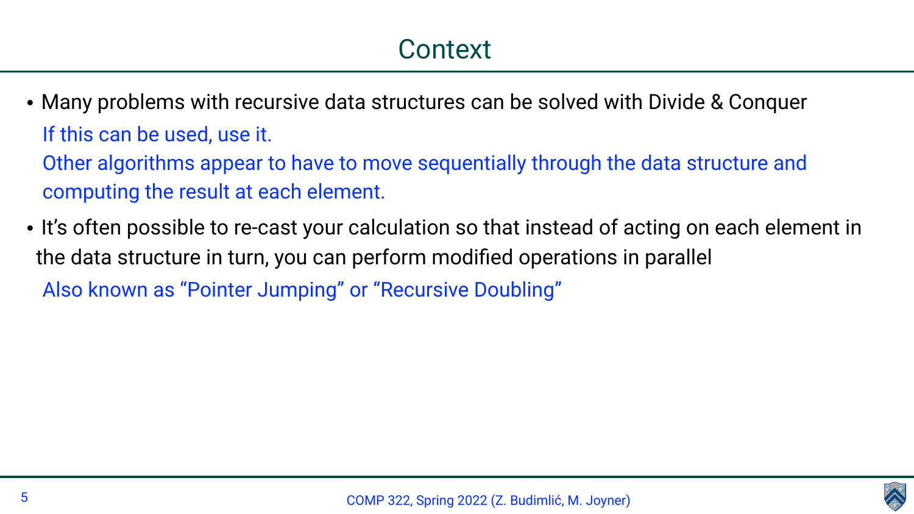# Context

- Many problems with recursive data structures can be solved with Divide & Conquer

  If this can be used, use it.

  Other algorithms appear to have to move sequentially through the data structure and computing the result at each element.

- It's often possible to re-cast your calculation so that instead of acting on each element in the data structure in turn, you can perform modified operations in parallel

  Also known as "Pointer Jumping" or "Recursive Doubling"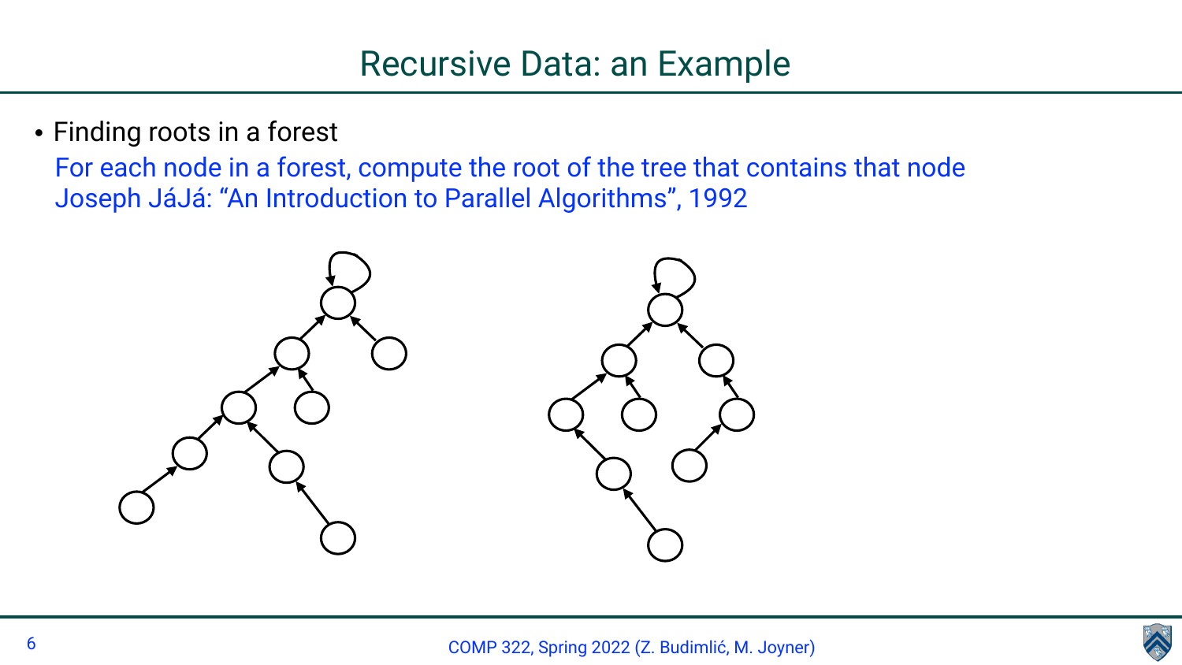# Recursive Data: an Example

- Finding roots in a forest

  For each node in a forest, compute the root of the tree that contains that node
  Joseph JáJá: “An Introduction to Parallel Algorithms”, 1992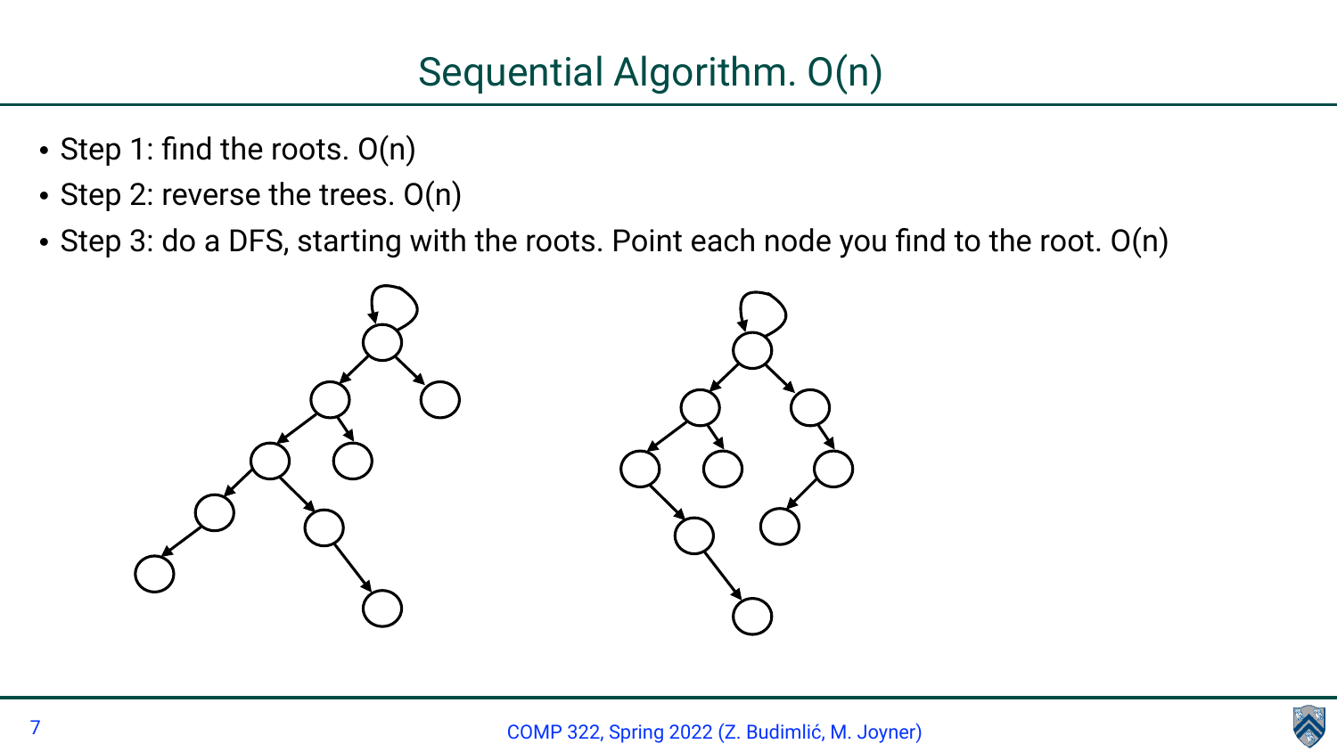# Sequential Algorithm. O(n)

- Step 1: find the roots. O(n)
- Step 2: reverse the trees. O(n)
- Step 3: do a DFS, starting with the roots. Point each node you find to the root. O(n)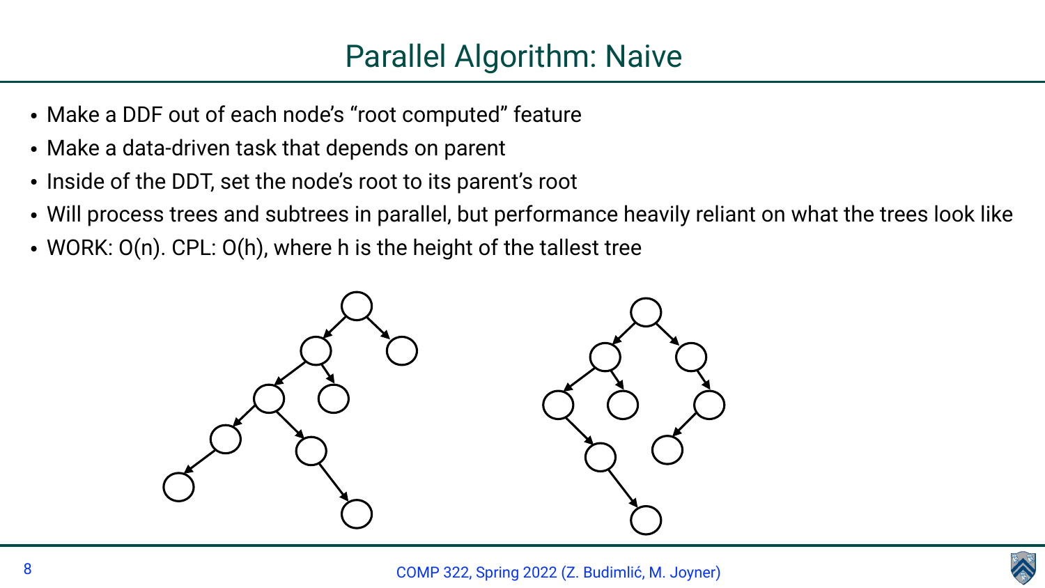# Parallel Algorithm: Naive

- Make a DDF out of each node's "root computed" feature
- Make a data-driven task that depends on parent
- Inside of the DDT, set the node's root to its parent's root
- Will process trees and subtrees in parallel, but performance heavily reliant on what the trees look like
- WORK: O(n). CPL: O(h), where h is the height of the tallest tree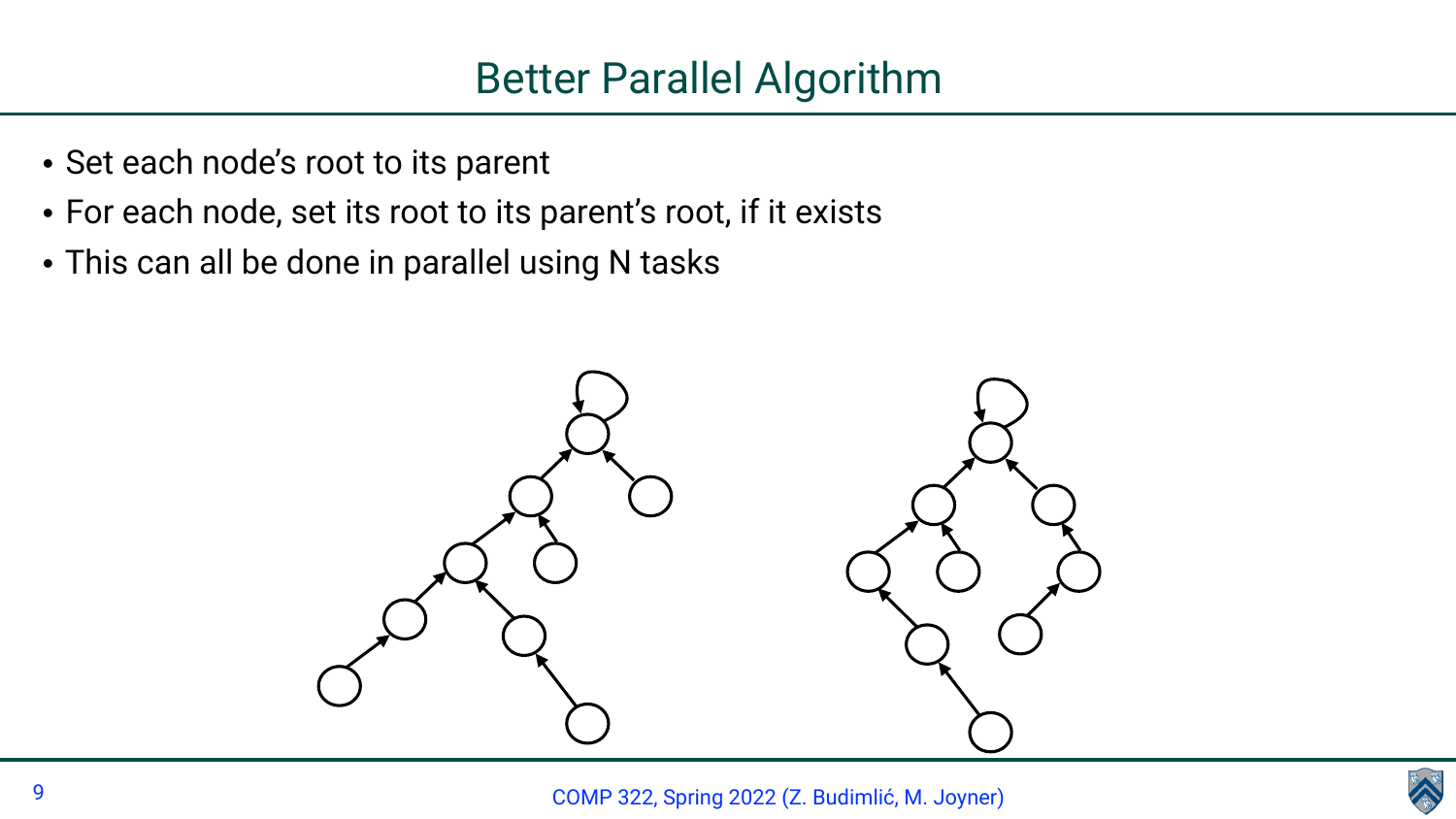# Better Parallel Algorithm

- Set each node's root to its parent
- For each node, set its root to its parent's root, if it exists
- This can all be done in parallel using N tasks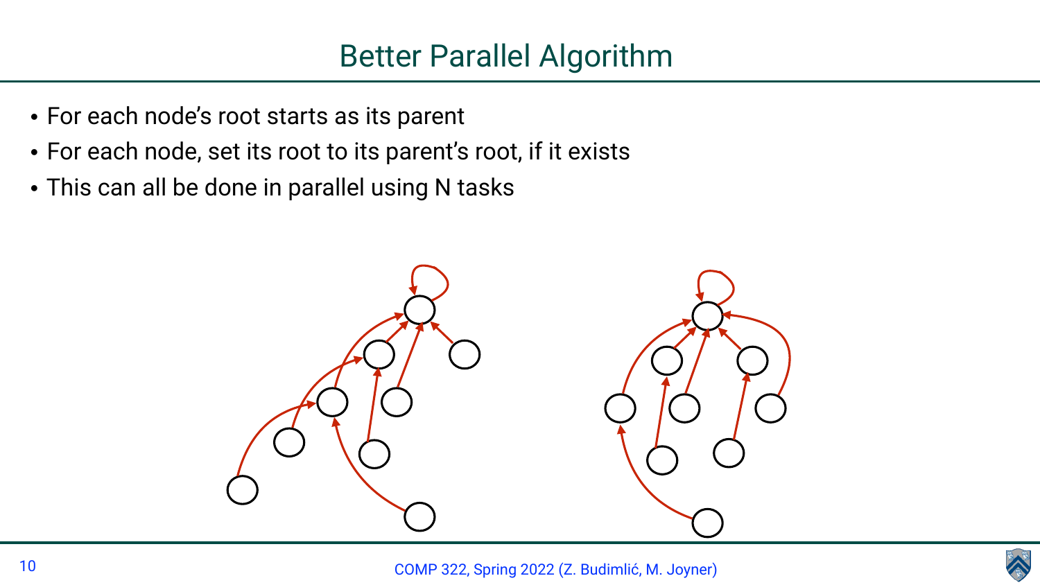# Better Parallel Algorithm

- For each node's root starts as its parent
- For each node, set its root to its parent's root, if it exists
- This can all be done in parallel using N tasks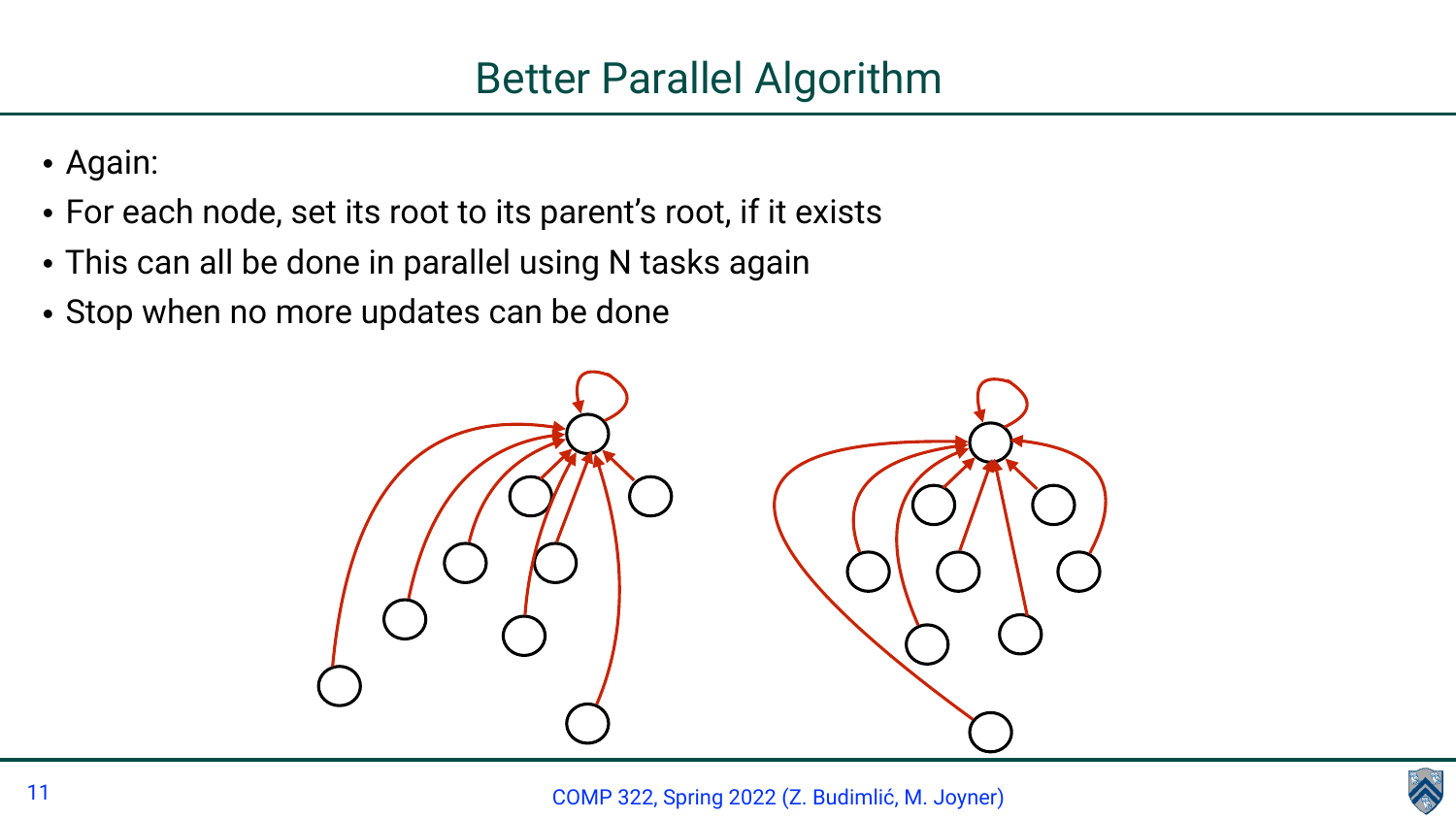# Better Parallel Algorithm

- Again:
- For each node, set its root to its parent's root, if it exists
- This can all be done in parallel using N tasks again
- Stop when no more updates can be done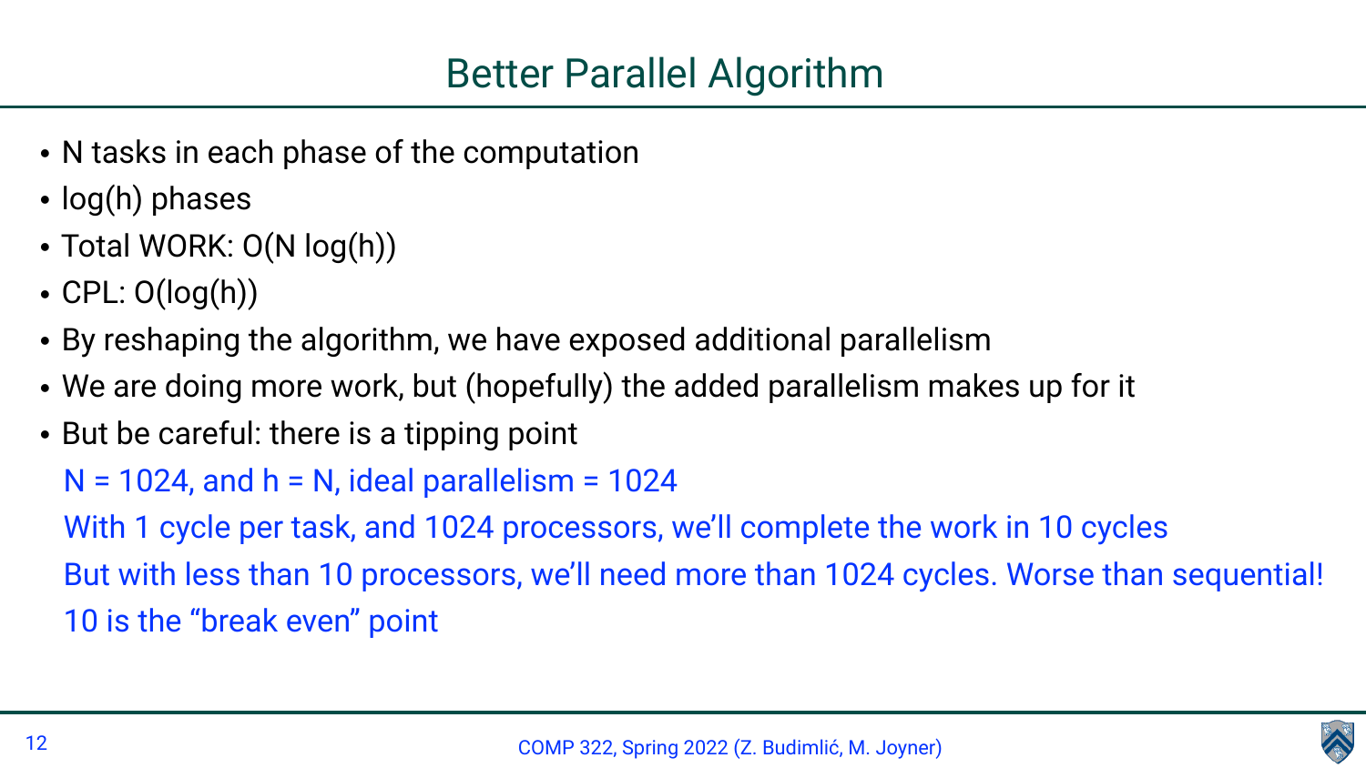# Better Parallel Algorithm

- N tasks in each phase of the computation
- log(h) phases
- Total WORK: O(N log(h))
- CPL: O(log(h))
- By reshaping the algorithm, we have exposed additional parallelism
- We are doing more work, but (hopefully) the added parallelism makes up for it
- But be careful: there is a tipping point

  N = 1024, and h = N, ideal parallelism = 1024

  With 1 cycle per task, and 1024 processors, we'll complete the work in 10 cycles

  But with less than 10 processors, we'll need more than 1024 cycles. Worse than sequential!

  10 is the "break even" point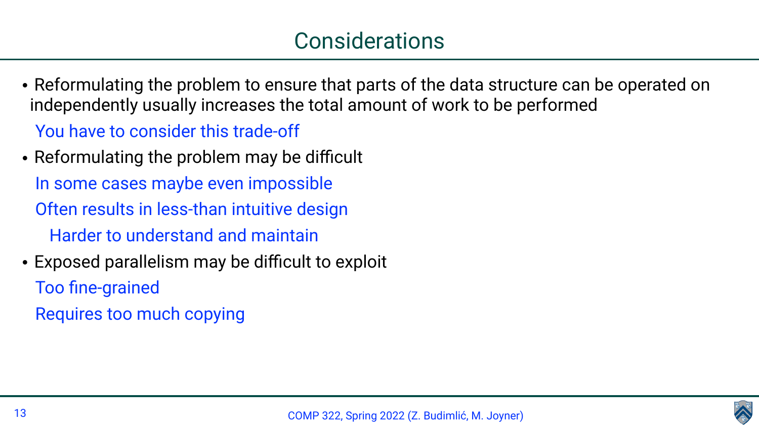# Considerations

- Reformulating the problem to ensure that parts of the data structure can be operated on independently usually increases the total amount of work to be performed
  - You have to consider this trade-off
- Reformulating the problem may be difficult
  - In some cases maybe even impossible
  - Often results in less-than intuitive design
    - Harder to understand and maintain
- Exposed parallelism may be difficult to exploit
  - Too fine-grained
  - Requires too much copying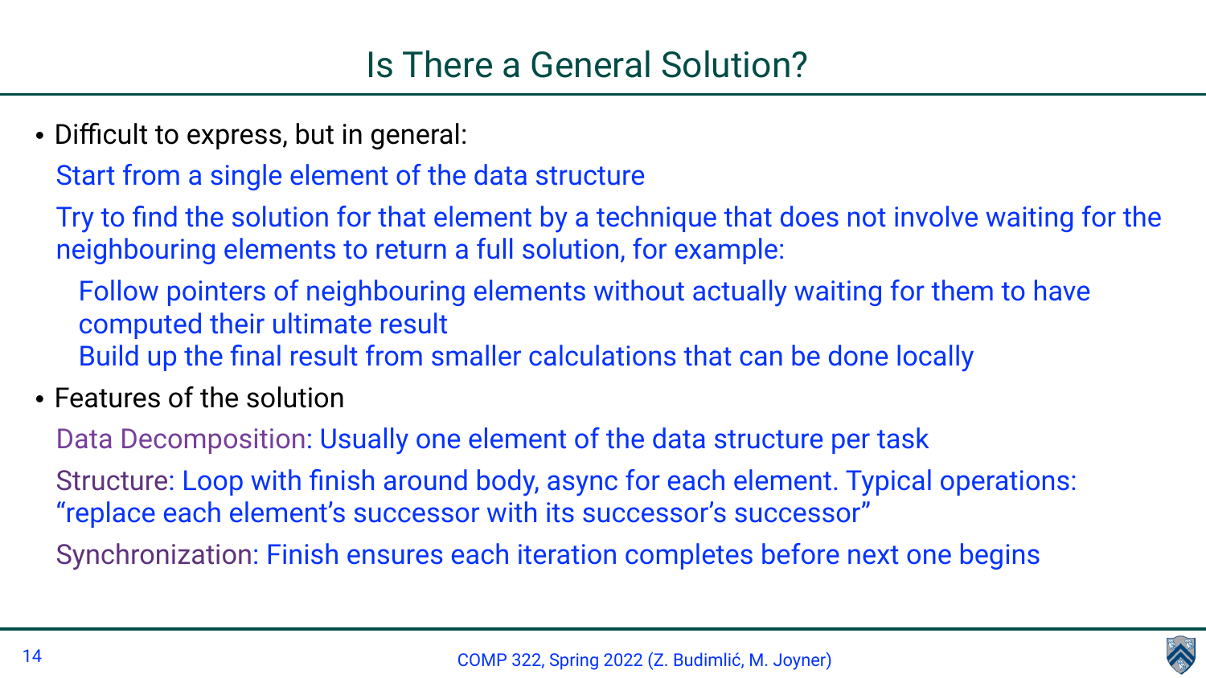# Is There a General Solution?

- Difficult to express, but in general:
  - Start from a single element of the data structure
  - Try to find the solution for that element by a technique that does not involve waiting for the neighbouring elements to return a full solution, for example:
    - Follow pointers of neighbouring elements without actually waiting for them to have computed their ultimate result
    - Build up the final result from smaller calculations that can be done locally
- Features of the solution
  - Data Decomposition: Usually one element of the data structure per task
  - Structure: Loop with finish around body, async for each element. Typical operations: “replace each element’s successor with its successor’s successor”
  - Synchronization: Finish ensures each iteration completes before next one begins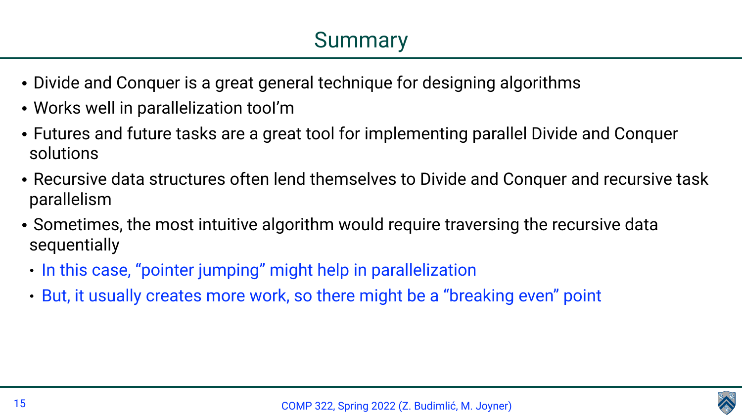# Summary

- Divide and Conquer is a great general technique for designing algorithms
- Works well in parallelization tool’m
- Futures and future tasks are a great tool for implementing parallel Divide and Conquer solutions
- Recursive data structures often lend themselves to Divide and Conquer and recursive task parallelism
- Sometimes, the most intuitive algorithm would require traversing the recursive data sequentially
  - In this case, “pointer jumping” might help in parallelization
  - But, it usually creates more work, so there might be a “breaking even” point